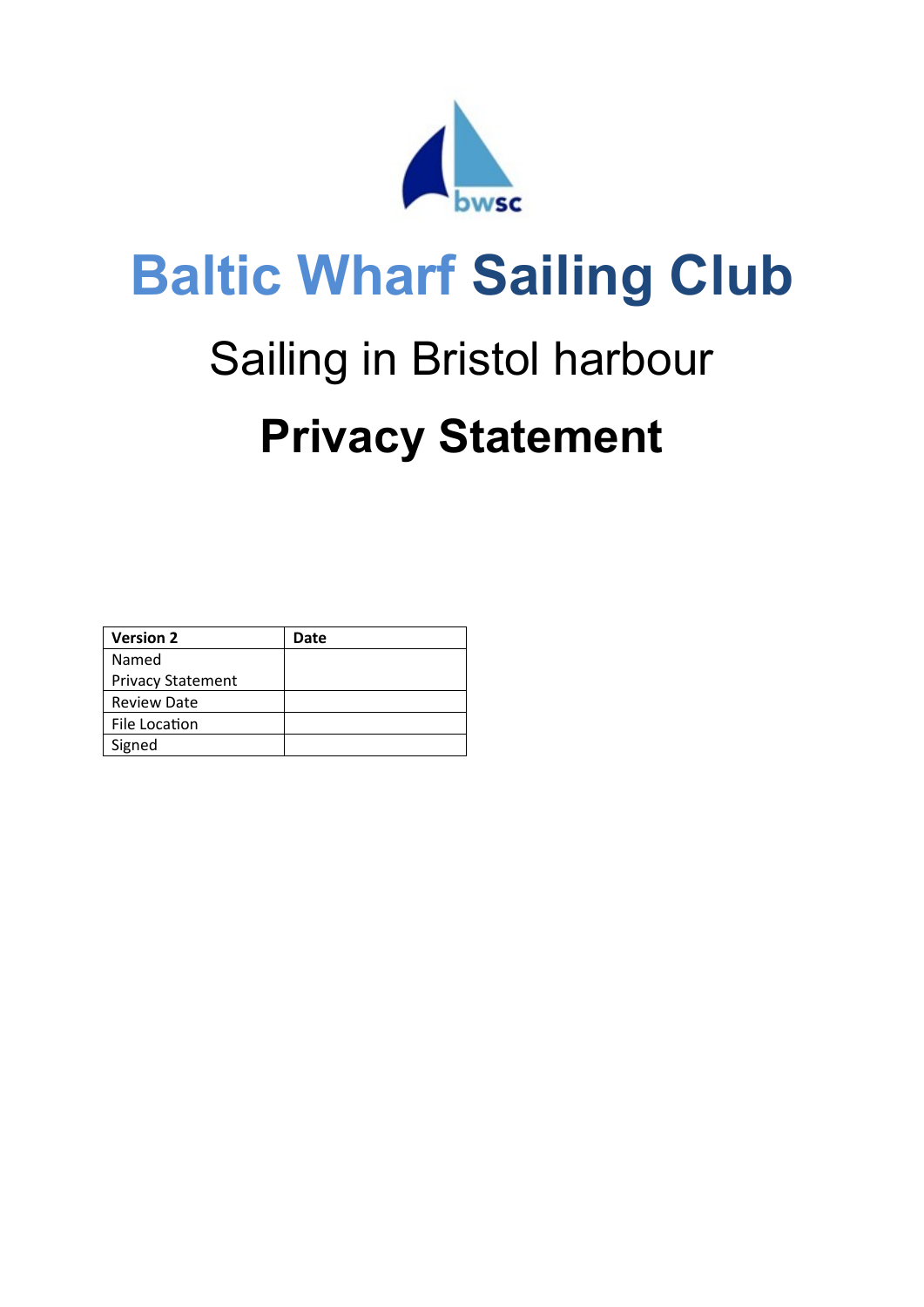bwsc

# Baltic Wharf Sailing Club

## Sailing in Bristol harbour

# Privacy Statement

| Version 2 | Date |
|---|---|
| Named Privacy Statement | |
| Review Date | |
| File Location | |
| Signed | |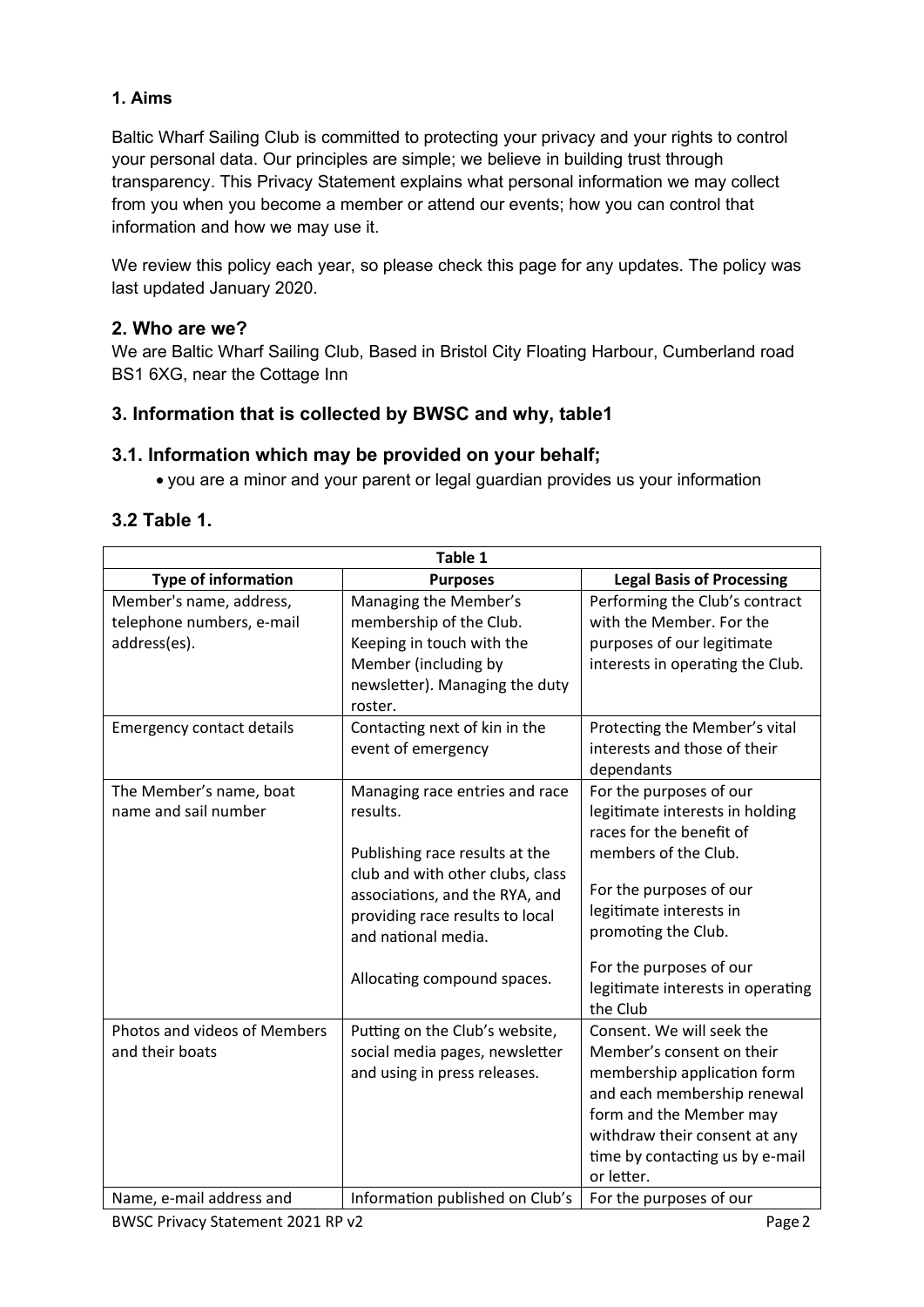### 1. Aims

Baltic Wharf Sailing Club is committed to protecting your privacy and your rights to control your personal data. Our principles are simple; we believe in building trust through transparency. This Privacy Statement explains what personal information we may collect from you when you become a member or attend our events; how you can control that information and how we may use it.

We review this policy each year, so please check this page for any updates. The policy was last updated January 2020.

## 2. Who are we?

We are Baltic Wharf Sailing Club, Based in Bristol City Floating Harbour, Cumberland road BS1 6XG, near the Cottage Inn

## 3. Information that is collected by BWSC and why, table1

## 3.1. Information which may be provided on your behalf;

- you are a minor and your parent or legal guardian provides us your information

## 3.2 Table 1.

| Table 1 | | |
|---|---|---|
| **Type of information** | **Purposes** | **Legal Basis of Processing** |
| Member's name, address, telephone numbers, e-mail address(es). | Managing the Member's membership of the Club. Keeping in touch with the Member (including by newsletter). Managing the duty roster. | Performing the Club's contract with the Member. For the purposes of our legitimate interests in operating the Club. |
| Emergency contact details | Contacting next of kin in the event of emergency | Protecting the Member's vital interests and those of their dependants |
| The Member's name, boat name and sail number | Managing race entries and race results.<br><br>Publishing race results at the club and with other clubs, class associations, and the RYA, and providing race results to local and national media.<br><br>Allocating compound spaces. | For the purposes of our legitimate interests in holding races for the benefit of members of the Club.<br><br>For the purposes of our legitimate interests in promoting the Club.<br><br>For the purposes of our legitimate interests in operating the Club |
| Photos and videos of Members and their boats | Putting on the Club's website, social media pages, newsletter and using in press releases. | Consent. We will seek the Member's consent on their membership application form and each membership renewal form and the Member may withdraw their consent at any time by contacting us by e-mail or letter. |
| Name, e-mail address and | Information published on Club's | For the purposes of our |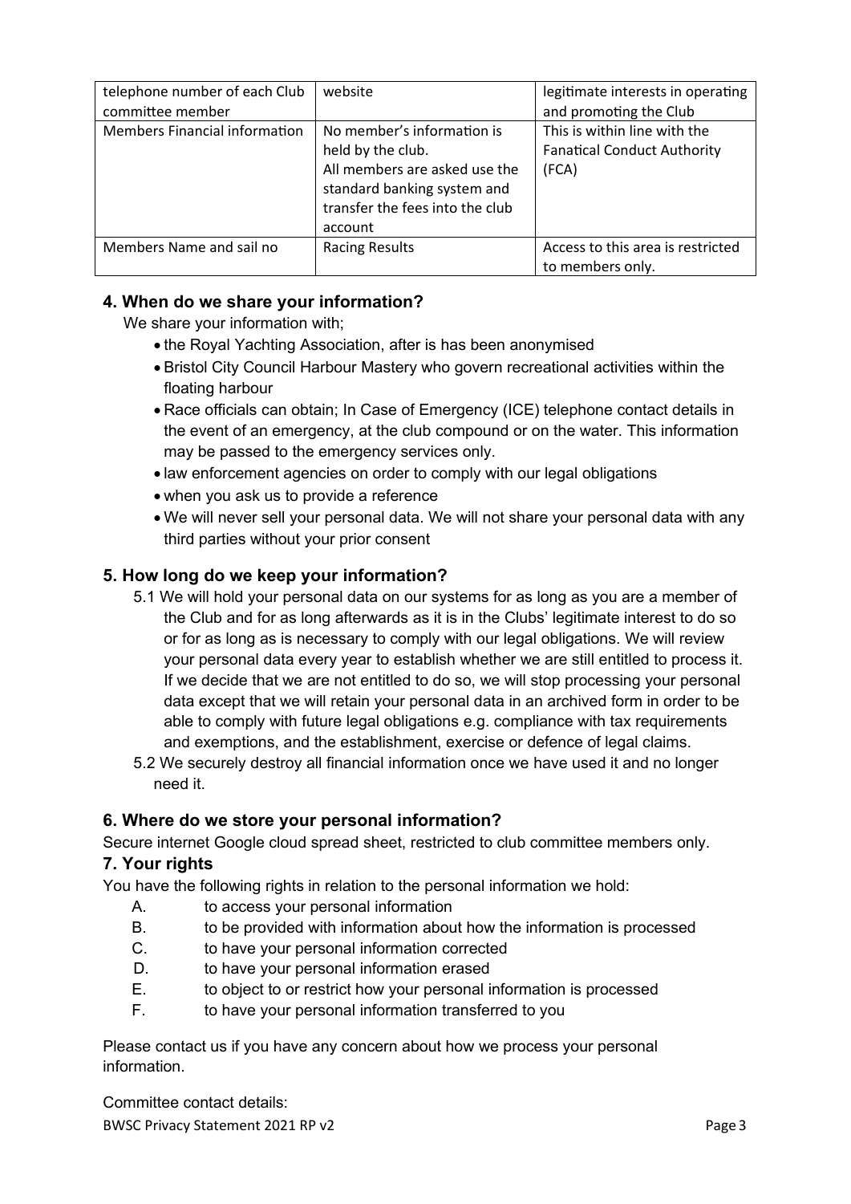| | | |
|---|---|---|
| telephone number of each Club committee member | website | legitimate interests in operating and promoting the Club |
| Members Financial information | No member's information is held by the club. All members are asked use the standard banking system and transfer the fees into the club account | This is within line with the Fanatical Conduct Authority (FCA) |
| Members Name and sail no | Racing Results | Access to this area is restricted to members only. |

## 4. When do we share your information?

We share your information with;

- the Royal Yachting Association, after is has been anonymised
- Bristol City Council Harbour Mastery who govern recreational activities within the floating harbour
- Race officials can obtain; In Case of Emergency (ICE) telephone contact details in the event of an emergency, at the club compound or on the water. This information may be passed to the emergency services only.
- law enforcement agencies on order to comply with our legal obligations
- when you ask us to provide a reference
- We will never sell your personal data. We will not share your personal data with any third parties without your prior consent

## 5. How long do we keep your information?

5.1 We will hold your personal data on our systems for as long as you are a member of the Club and for as long afterwards as it is in the Clubs' legitimate interest to do so or for as long as is necessary to comply with our legal obligations. We will review your personal data every year to establish whether we are still entitled to process it. If we decide that we are not entitled to do so, we will stop processing your personal data except that we will retain your personal data in an archived form in order to be able to comply with future legal obligations e.g. compliance with tax requirements and exemptions, and the establishment, exercise or defence of legal claims.

5.2 We securely destroy all financial information once we have used it and no longer need it.

## 6. Where do we store your personal information?

Secure internet Google cloud spread sheet, restricted to club committee members only.

## 7. Your rights

You have the following rights in relation to the personal information we hold:

A. to access your personal information

B. to be provided with information about how the information is processed

C. to have your personal information corrected

D. to have your personal information erased

E. to object to or restrict how your personal information is processed

F. to have your personal information transferred to you

Please contact us if you have any concern about how we process your personal information.

Committee contact details: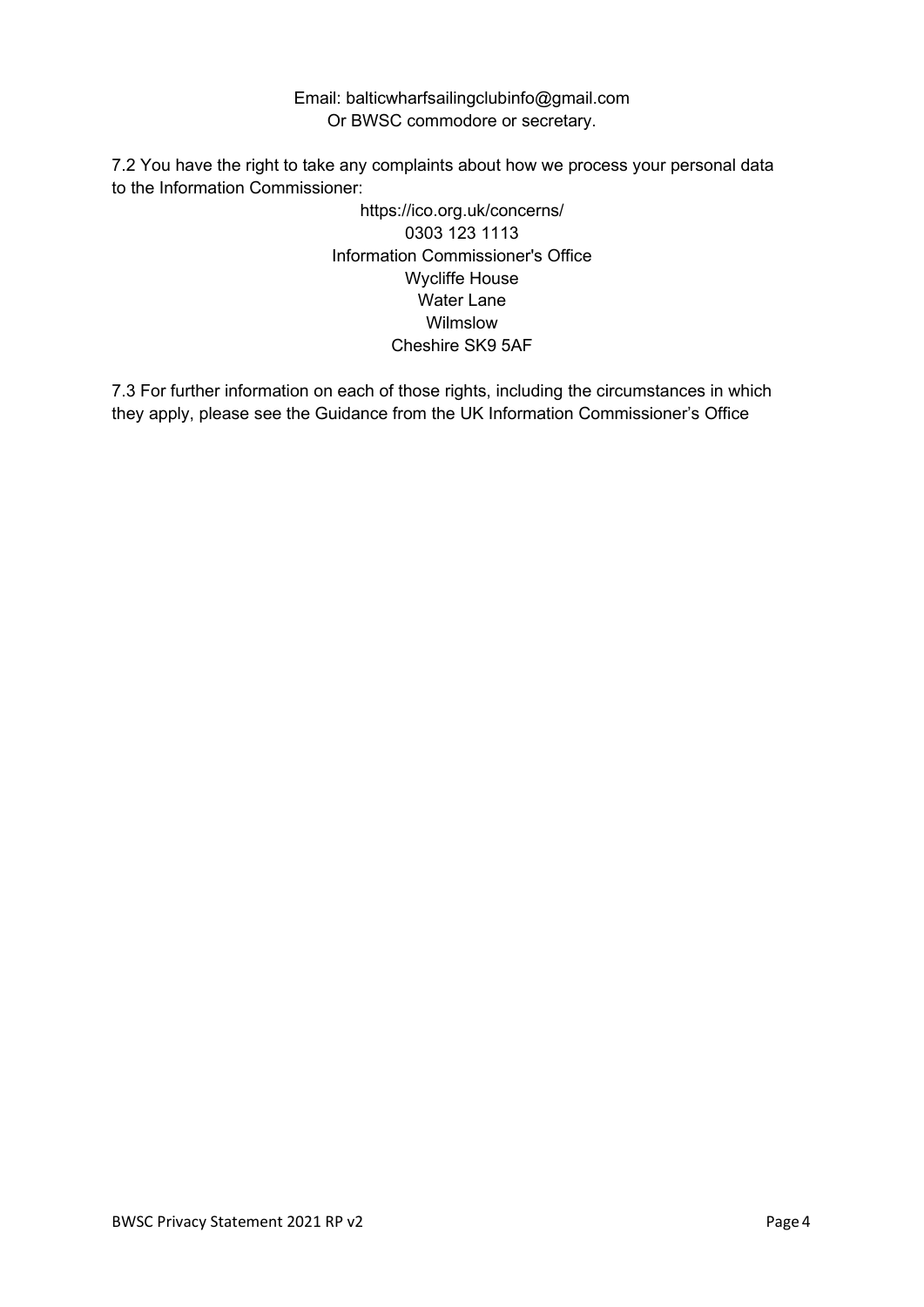Email: balticwharfsailingclubinfo@gmail.com
Or BWSC commodore or secretary.

7.2 You have the right to take any complaints about how we process your personal data to the Information Commissioner:

https://ico.org.uk/concerns/
0303 123 1113
Information Commissioner's Office
Wycliffe House
Water Lane
Wilmslow
Cheshire SK9 5AF

7.3 For further information on each of those rights, including the circumstances in which they apply, please see the Guidance from the UK Information Commissioner's Office